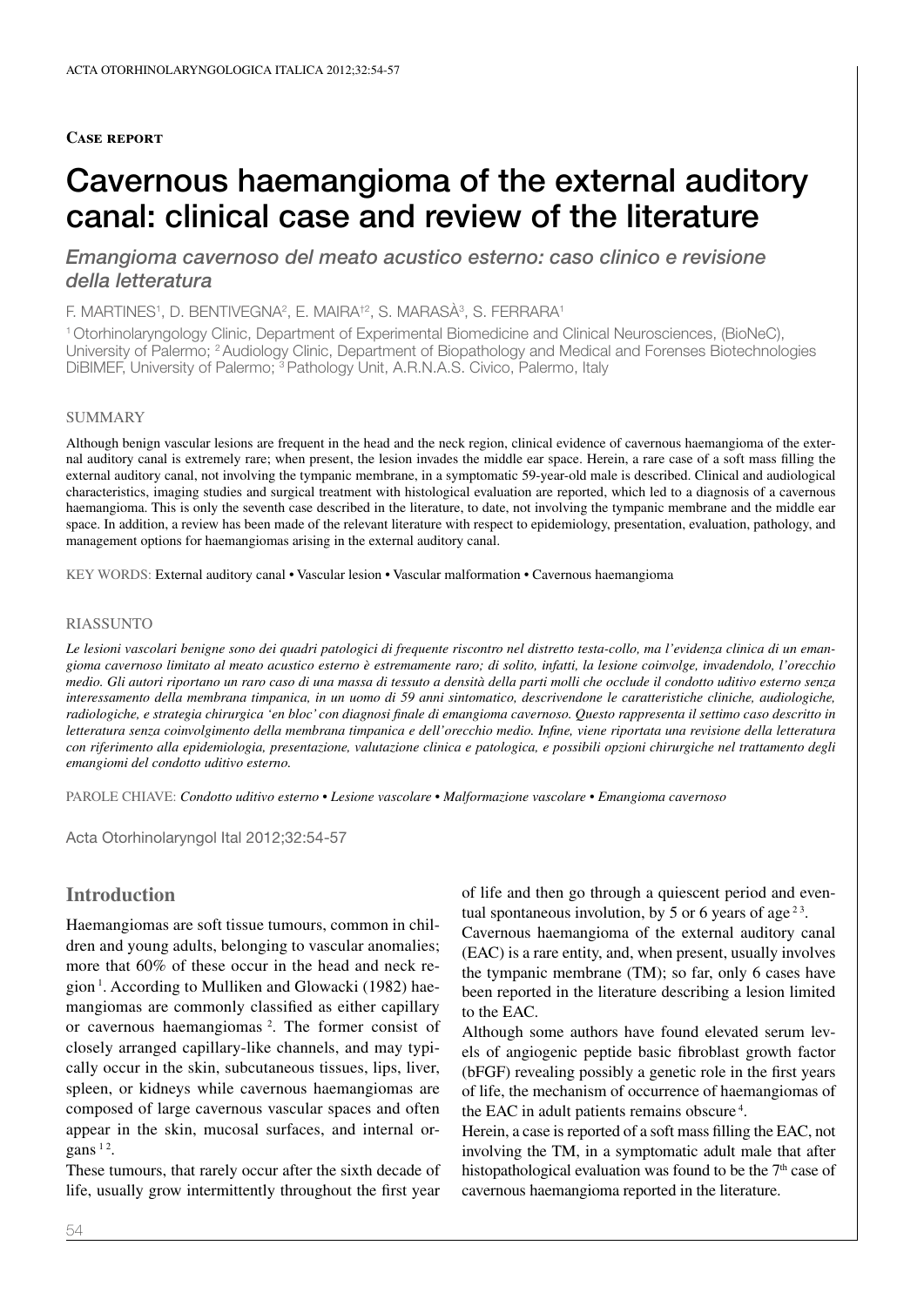**Case report**

# Cavernous haemangioma of the external auditory canal: clinical case and review of the literature

*Emangioma cavernoso del meato acustico esterno: caso clinico e revisione della letteratura*

F. MARTINES[1], D. BENTIVEGNA[2], E. MAIRA[†2], S. MARASÀ[3], S. FERRARA[1]

[1] Otorhinolaryngology Clinic, Department of Experimental Biomedicine and Clinical Neurosciences, (BioNeC), University of Palermo; [2] Audiology Clinic, Department of Biopathology and Medical and Forenses Biotechnologies DiBIMEF, University of Palermo; [3] Pathology Unit, A.R.N.A.S. Civico, Palermo, Italy

## SUMMARY

Although benign vascular lesions are frequent in the head and the neck region, clinical evidence of cavernous haemangioma of the external auditory canal is extremely rare; when present, the lesion invades the middle ear space. Herein, a rare case of a soft mass filling the external auditory canal, not involving the tympanic membrane, in a symptomatic 59-year-old male is described. Clinical and audiological characteristics, imaging studies and surgical treatment with histological evaluation are reported, which led to a diagnosis of a cavernous haemangioma. This is only the seventh case described in the literature, to date, not involving the tympanic membrane and the middle ear space. In addition, a review has been made of the relevant literature with respect to epidemiology, presentation, evaluation, pathology, and management options for haemangiomas arising in the external auditory canal.

KEY WORDS: External auditory canal • Vascular lesion • Vascular malformation • Cavernous haemangioma

## RIASSUNTO

*Le lesioni vascolari benigne sono dei quadri patologici di frequente riscontro nel distretto testa-collo, ma l'evidenza clinica di un emangioma cavernoso limitato al meato acustico esterno è estremamente raro; di solito, infatti, la lesione coinvolge, invadendolo, l'orecchio medio. Gli autori riportano un raro caso di una massa di tessuto a densità della parti molli che occlude il condotto uditivo esterno senza interessamento della membrana timpanica, in un uomo di 59 anni sintomatico, descrivendone le caratteristiche cliniche, audiologiche, radiologiche, e strategia chirurgica 'en bloc' con diagnosi finale di emangioma cavernoso. Questo rappresenta il settimo caso descritto in letteratura senza coinvolgimento della membrana timpanica e dell'orecchio medio. Infine, viene riportata una revisione della letteratura con riferimento alla epidemiologia, presentazione, valutazione clinica e patologica, e possibili opzioni chirurgiche nel trattamento degli emangiomi del condotto uditivo esterno.*

PAROLE CHIAVE: *Condotto uditivo esterno • Lesione vascolare • Malformazione vascolare • Emangioma cavernoso*

Acta Otorhinolaryngol Ital 2012;32:54-57

## Introduction

Haemangiomas are soft tissue tumours, common in children and young adults, belonging to vascular anomalies; more that 60% of these occur in the head and neck region [1]. According to Mulliken and Glowacki (1982) haemangiomas are commonly classified as either capillary or cavernous haemangiomas [2]. The former consist of closely arranged capillary-like channels, and may typically occur in the skin, subcutaneous tissues, lips, liver, spleen, or kidneys while cavernous haemangiomas are composed of large cavernous vascular spaces and often appear in the skin, mucosal surfaces, and internal organs [1,2].

These tumours, that rarely occur after the sixth decade of life, usually grow intermittently throughout the first year of life and then go through a quiescent period and eventual spontaneous involution, by 5 or 6 years of age [2,3].

Cavernous haemangioma of the external auditory canal (EAC) is a rare entity, and, when present, usually involves the tympanic membrane (TM); so far, only 6 cases have been reported in the literature describing a lesion limited to the EAC.

Although some authors have found elevated serum levels of angiogenic peptide basic fibroblast growth factor (bFGF) revealing possibly a genetic role in the first years of life, the mechanism of occurrence of haemangiomas of the EAC in adult patients remains obscure [4].

Herein, a case is reported of a soft mass filling the EAC, not involving the TM, in a symptomatic adult male that after histopathological evaluation was found to be the 7th case of cavernous haemangioma reported in the literature.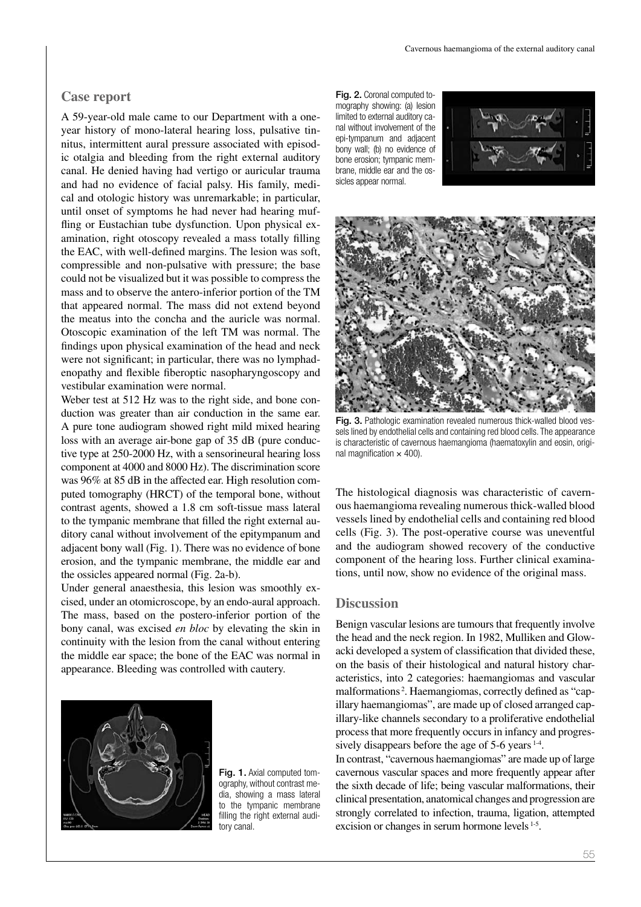## Case report

A 59-year-old male came to our Department with a one-year history of mono-lateral hearing loss, pulsative tinnitus, intermittent aural pressure associated with episodic otalgia and bleeding from the right external auditory canal. He denied having had vertigo or auricular trauma and had no evidence of facial palsy. His family, medical and otologic history was unremarkable; in particular, until onset of symptoms he had never had hearing muffling or Eustachian tube dysfunction. Upon physical examination, right otoscopy revealed a mass totally filling the EAC, with well-defined margins. The lesion was soft, compressible and non-pulsative with pressure; the base could not be visualized but it was possible to compress the mass and to observe the antero-inferior portion of the TM that appeared normal. The mass did not extend beyond the meatus into the concha and the auricle was normal. Otoscopic examination of the left TM was normal. The findings upon physical examination of the head and neck were not significant; in particular, there was no lymphadenopathy and flexible fiberoptic nasopharyngoscopy and vestibular examination were normal.

Weber test at 512 Hz was to the right side, and bone conduction was greater than air conduction in the same ear. A pure tone audiogram showed right mild mixed hearing loss with an average air-bone gap of 35 dB (pure conductive type at 250-2000 Hz, with a sensorineural hearing loss component at 4000 and 8000 Hz). The discrimination score was 96% at 85 dB in the affected ear. High resolution computed tomography (HRCT) of the temporal bone, without contrast agents, showed a 1.8 cm soft-tissue mass lateral to the tympanic membrane that filled the right external auditory canal without involvement of the epitympanum and adjacent bony wall (Fig. 1). There was no evidence of bone erosion, and the tympanic membrane, the middle ear and the ossicles appeared normal (Fig. 2a-b).

Under general anaesthesia, this lesion was smoothly excised, under an otomicroscope, by an endo-aural approach. The mass, based on the postero-inferior portion of the bony canal, was excised *en bloc* by elevating the skin in continuity with the lesion from the canal without entering the middle ear space; the bone of the EAC was normal in appearance. Bleeding was controlled with cautery.

**Fig. 1.** Axial computed tomography, without contrast media, showing a mass lateral to the tympanic membrane filling the right external auditory canal.

**Fig. 2.** Coronal computed tomography showing: (a) lesion limited to external auditory canal without involvement of the epi-tympanum and adjacent bony wall; (b) no evidence of bone erosion; tympanic membrane, middle ear and the ossicles appear normal.

**Fig. 3.** Pathologic examination revealed numerous thick-walled blood vessels lined by endothelial cells and containing red blood cells. The appearance is characteristic of cavernous haemangioma (haematoxylin and eosin, original magnification × 400).

The histological diagnosis was characteristic of cavernous haemangioma revealing numerous thick-walled blood vessels lined by endothelial cells and containing red blood cells (Fig. 3). The post-operative course was uneventful and the audiogram showed recovery of the conductive component of the hearing loss. Further clinical examinations, until now, show no evidence of the original mass.

## Discussion

Benign vascular lesions are tumours that frequently involve the head and the neck region. In 1982, Mulliken and Glowacki developed a system of classification that divided these, on the basis of their histological and natural history characteristics, into 2 categories: haemangiomas and vascular malformations [2]. Haemangiomas, correctly defined as "capillary haemangiomas", are made up of closed arranged capillary-like channels secondary to a proliferative endothelial process that more frequently occurs in infancy and progressively disappears before the age of 5-6 years [1-4].

In contrast, "cavernous haemangiomas" are made up of large cavernous vascular spaces and more frequently appear after the sixth decade of life; being vascular malformations, their clinical presentation, anatomical changes and progression are strongly correlated to infection, trauma, ligation, attempted excision or changes in serum hormone levels [1-5].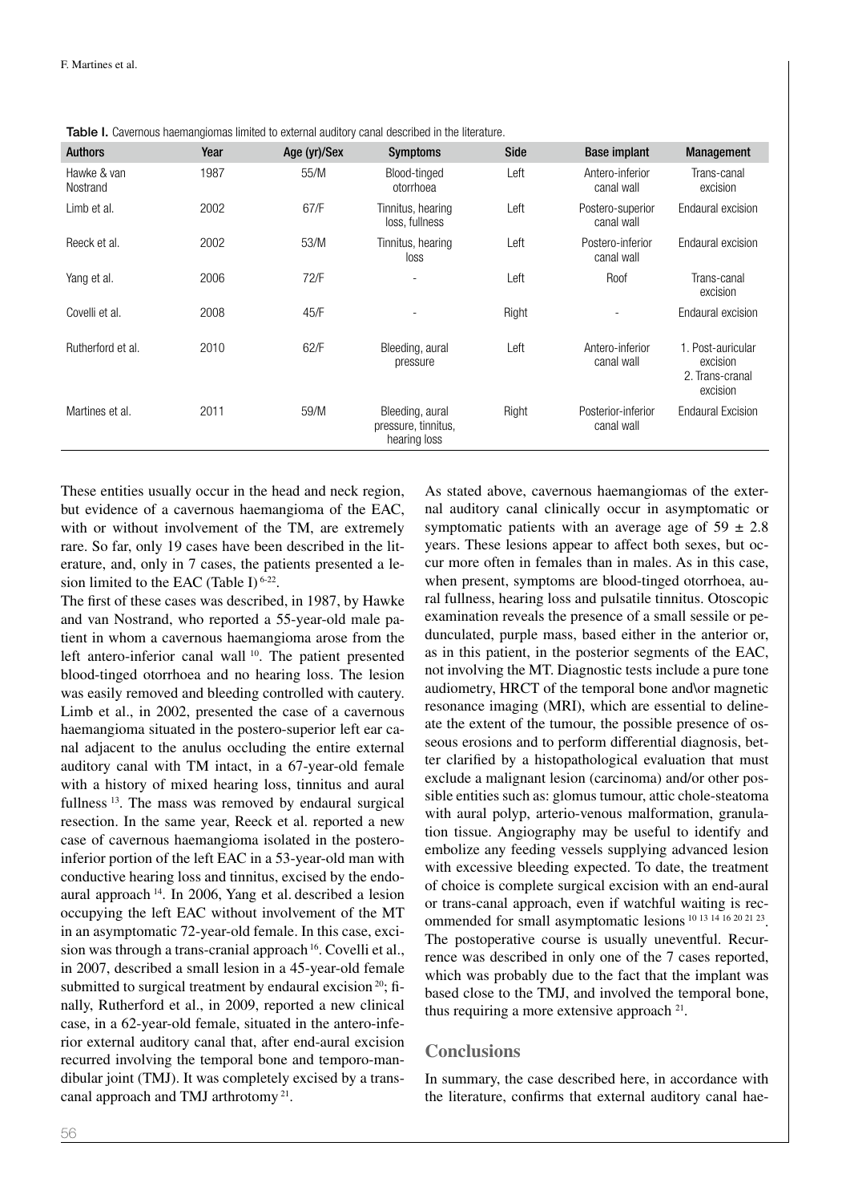**Table I.** Cavernous haemangiomas limited to external auditory canal described in the literature.

| Authors | Year | Age (yr)/Sex | Symptoms | Side | Base implant | Management |
|---|---|---|---|---|---|---|
| Hawke & van Nostrand | 1987 | 55/M | Blood-tinged otorrhoea | Left | Antero-inferior canal wall | Trans-canal excision |
| Limb et al. | 2002 | 67/F | Tinnitus, hearing loss, fullness | Left | Postero-superior canal wall | Endaural excision |
| Reeck et al. | 2002 | 53/M | Tinnitus, hearing loss | Left | Postero-inferior canal wall | Endaural excision |
| Yang et al. | 2006 | 72/F | - | Left | Roof | Trans-canal excision |
| Covelli et al. | 2008 | 45/F | - | Right | - | Endaural excision |
| Rutherford et al. | 2010 | 62/F | Bleeding, aural pressure | Left | Antero-inferior canal wall | 1. Post-auricular excision 2. Trans-cranal excision |
| Martines et al. | 2011 | 59/M | Bleeding, aural pressure, tinnitus, hearing loss | Right | Posterior-inferior canal wall | Endaural Excision |

These entities usually occur in the head and neck region, but evidence of a cavernous haemangioma of the EAC, with or without involvement of the TM, are extremely rare. So far, only 19 cases have been described in the literature, and, only in 7 cases, the patients presented a lesion limited to the EAC (Table I) [6-22].

The first of these cases was described, in 1987, by Hawke and van Nostrand, who reported a 55-year-old male patient in whom a cavernous haemangioma arose from the left antero-inferior canal wall [10]. The patient presented blood-tinged otorrhoea and no hearing loss. The lesion was easily removed and bleeding controlled with cautery. Limb et al., in 2002, presented the case of a cavernous haemangioma situated in the postero-superior left ear canal adjacent to the anulus occluding the entire external auditory canal with TM intact, in a 67-year-old female with a history of mixed hearing loss, tinnitus and aural fullness [13]. The mass was removed by endaural surgical resection. In the same year, Reeck et al. reported a new case of cavernous haemangioma isolated in the postero-inferior portion of the left EAC in a 53-year-old man with conductive hearing loss and tinnitus, excised by the endoaural approach [14]. In 2006, Yang et al. described a lesion occupying the left EAC without involvement of the MT in an asymptomatic 72-year-old female. In this case, excision was through a trans-cranial approach [16]. Covelli et al., in 2007, described a small lesion in a 45-year-old female submitted to surgical treatment by endaural excision [20]; finally, Rutherford et al., in 2009, reported a new clinical case, in a 62-year-old female, situated in the antero-inferior external auditory canal that, after end-aural excision recurred involving the temporal bone and temporo-mandibular joint (TMJ). It was completely excised by a trans-canal approach and TMJ arthrotomy [21].

As stated above, cavernous haemangiomas of the external auditory canal clinically occur in asymptomatic or symptomatic patients with an average age of $59 \pm 2.8$ years. These lesions appear to affect both sexes, but occur more often in females than in males. As in this case, when present, symptoms are blood-tinged otorrhoea, aural fullness, hearing loss and pulsatile tinnitus. Otoscopic examination reveals the presence of a small sessile or pedunculated, purple mass, based either in the anterior or, as in this patient, in the posterior segments of the EAC, not involving the MT. Diagnostic tests include a pure tone audiometry, HRCT of the temporal bone and\or magnetic resonance imaging (MRI), which are essential to delineate the extent of the tumour, the possible presence of osseous erosions and to perform differential diagnosis, better clarified by a histopathological evaluation that must exclude a malignant lesion (carcinoma) and/or other possible entities such as: glomus tumour, attic chole-steatoma with aural polyp, arterio-venous malformation, granulation tissue. Angiography may be useful to identify and embolize any feeding vessels supplying advanced lesion with excessive bleeding expected. To date, the treatment of choice is complete surgical excision with an end-aural or trans-canal approach, even if watchful waiting is recommended for small asymptomatic lesions [10 13 14 16 20 21 23]. The postoperative course is usually uneventful. Recurrence was described in only one of the 7 cases reported, which was probably due to the fact that the implant was based close to the TMJ, and involved the temporal bone, thus requiring a more extensive approach [21].

## Conclusions

In summary, the case described here, in accordance with the literature, confirms that external auditory canal hae-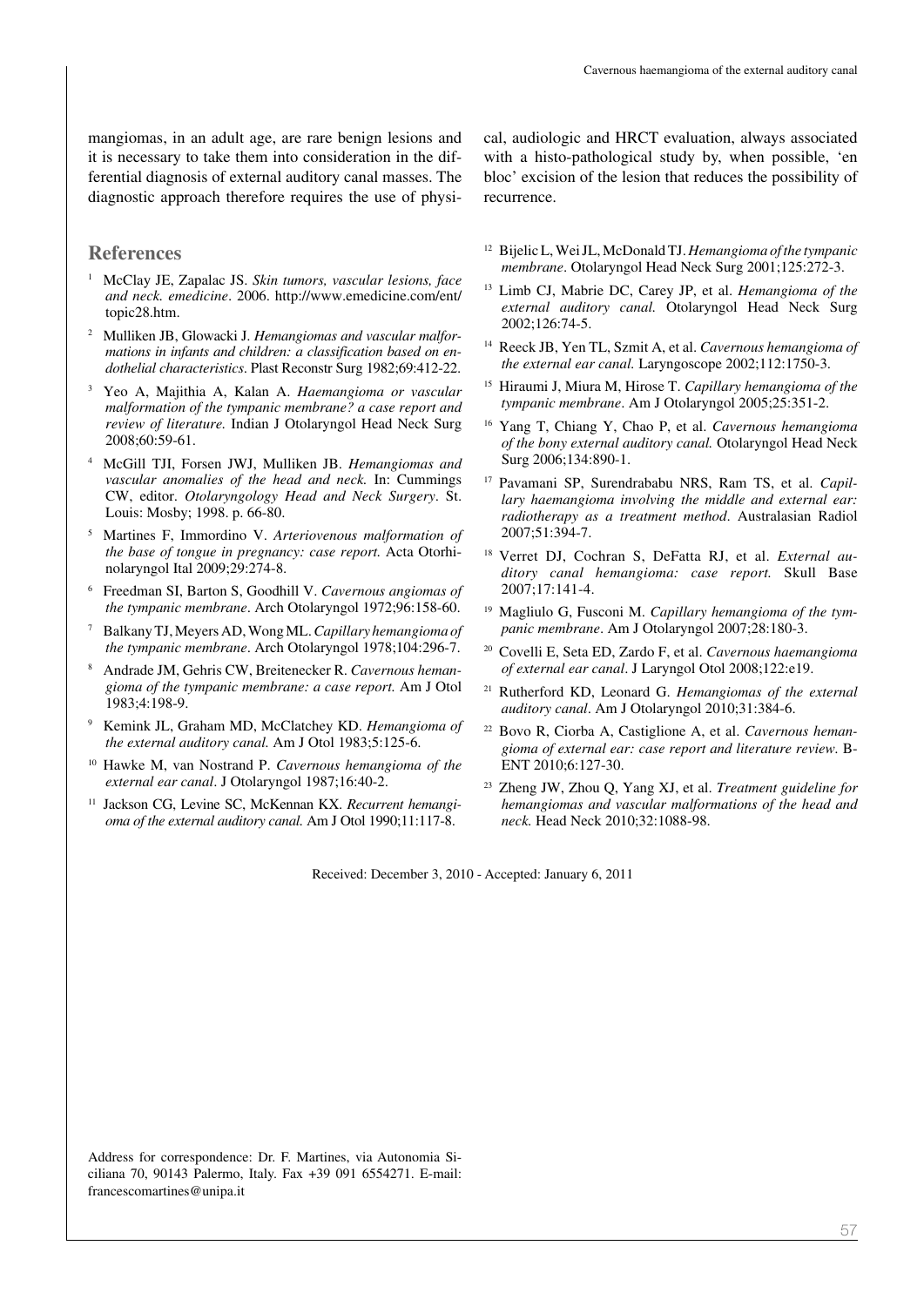mangiomas, in an adult age, are rare benign lesions and it is necessary to take them into consideration in the differential diagnosis of external auditory canal masses. The diagnostic approach therefore requires the use of physical, audiologic and HRCT evaluation, always associated with a histo-pathological study by, when possible, 'en bloc' excision of the lesion that reduces the possibility of recurrence.

## References

1. McClay JE, Zapalac JS. *Skin tumors, vascular lesions, face and neck. emedicine*. 2006. http://www.emedicine.com/ent/topic28.htm.
2. Mulliken JB, Glowacki J. *Hemangiomas and vascular malformations in infants and children: a classification based on endothelial characteristics*. Plast Reconstr Surg 1982;69:412-22.
3. Yeo A, Majithia A, Kalan A. *Haemangioma or vascular malformation of the tympanic membrane? a case report and review of literature.* Indian J Otolaryngol Head Neck Surg 2008;60:59-61.
4. McGill TJI, Forsen JWJ, Mulliken JB. *Hemangiomas and vascular anomalies of the head and neck.* In: Cummings CW, editor. *Otolaryngology Head and Neck Surgery*. St. Louis: Mosby; 1998. p. 66-80.
5. Martines F, Immordino V. *Arteriovenous malformation of the base of tongue in pregnancy: case report.* Acta Otorhinolaryngol Ital 2009;29:274-8.
6. Freedman SI, Barton S, Goodhill V. *Cavernous angiomas of the tympanic membrane*. Arch Otolaryngol 1972;96:158-60.
7. Balkany TJ, Meyers AD, Wong ML. *Capillary hemangioma of the tympanic membrane*. Arch Otolaryngol 1978;104:296-7.
8. Andrade JM, Gehris CW, Breitenecker R. *Cavernous hemangioma of the tympanic membrane: a case report.* Am J Otol 1983;4:198-9.
9. Kemink JL, Graham MD, McClatchey KD. *Hemangioma of the external auditory canal.* Am J Otol 1983;5:125-6.
10. Hawke M, van Nostrand P. *Cavernous hemangioma of the external ear canal*. J Otolaryngol 1987;16:40-2.
11. Jackson CG, Levine SC, McKennan KX. *Recurrent hemangioma of the external auditory canal.* Am J Otol 1990;11:117-8.
12. Bijelic L, Wei JL, McDonald TJ. *Hemangioma of the tympanic membrane*. Otolaryngol Head Neck Surg 2001;125:272-3.
13. Limb CJ, Mabrie DC, Carey JP, et al. *Hemangioma of the external auditory canal.* Otolaryngol Head Neck Surg 2002;126:74-5.
14. Reeck JB, Yen TL, Szmit A, et al. *Cavernous hemangioma of the external ear canal.* Laryngoscope 2002;112:1750-3.
15. Hiraumi J, Miura M, Hirose T. *Capillary hemangioma of the tympanic membrane*. Am J Otolaryngol 2005;25:351-2.
16. Yang T, Chiang Y, Chao P, et al. *Cavernous hemangioma of the bony external auditory canal.* Otolaryngol Head Neck Surg 2006;134:890-1.
17. Pavamani SP, Surendrababu NRS, Ram TS, et al. *Capillary haemangioma involving the middle and external ear: radiotherapy as a treatment method*. Australasian Radiol 2007;51:394-7.
18. Verret DJ, Cochran S, DeFatta RJ, et al. *External auditory canal hemangioma: case report.* Skull Base 2007;17:141-4.
19. Magliulo G, Fusconi M. *Capillary hemangioma of the tympanic membrane*. Am J Otolaryngol 2007;28:180-3.
20. Covelli E, Seta ED, Zardo F, et al. *Cavernous haemangioma of external ear canal*. J Laryngol Otol 2008;122:e19.
21. Rutherford KD, Leonard G. *Hemangiomas of the external auditory canal*. Am J Otolaryngol 2010;31:384-6.
22. Bovo R, Ciorba A, Castiglione A, et al. *Cavernous hemangioma of external ear: case report and literature review*. B-ENT 2010;6:127-30.
23. Zheng JW, Zhou Q, Yang XJ, et al. *Treatment guideline for hemangiomas and vascular malformations of the head and neck.* Head Neck 2010;32:1088-98.

Received: December 3, 2010 - Accepted: January 6, 2011

Address for correspondence: Dr. F. Martines, via Autonomia Siciliana 70, 90143 Palermo, Italy. Fax +39 091 6554271. E-mail: francescomartines@unipa.it